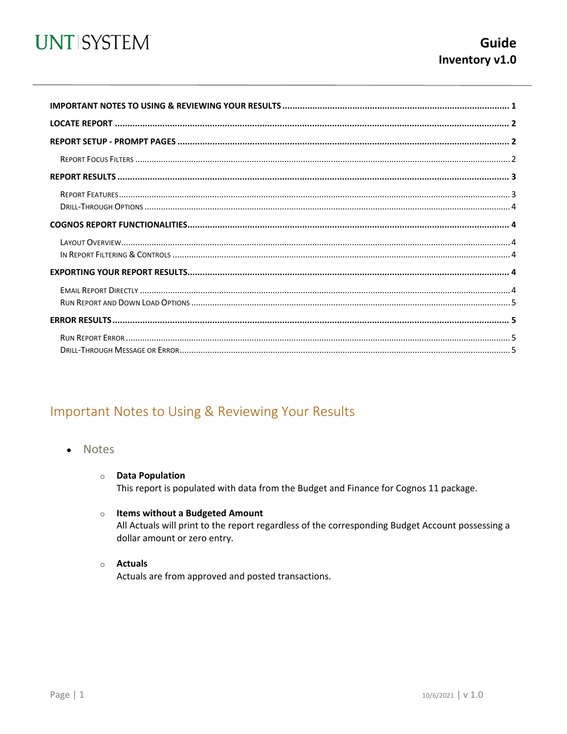UNT | SYSTEM

# Guide
## Inventory v1.0

| | |
|---|---|
| **IMPORTANT NOTES TO USING & REVIEWING YOUR RESULTS** | **1** |
| **LOCATE REPORT** | **2** |
| **REPORT SETUP - PROMPT PAGES** | **2** |
| Report Focus Filters | 2 |
| **REPORT RESULTS** | **3** |
| Report Features | 3 |
| Drill-Through Options | 4 |
| **COGNOS REPORT FUNCTIONALITIES** | **4** |
| Layout Overview | 4 |
| In Report Filtering & Controls | 4 |
| **EXPORTING YOUR REPORT RESULTS** | **4** |
| Email Report Directly | 4 |
| Run Report and Down Load Options | 5 |
| **ERROR RESULTS** | **5** |
| Run Report Error | 5 |
| Drill-Through Message or Error | 5 |

## Important Notes to Using & Reviewing Your Results

- Notes
  - **Data Population**
    This report is populated with data from the Budget and Finance for Cognos 11 package.
  - **Items without a Budgeted Amount**
    All Actuals will print to the report regardless of the corresponding Budget Account possessing a dollar amount or zero entry.
  - **Actuals**
    Actuals are from approved and posted transactions.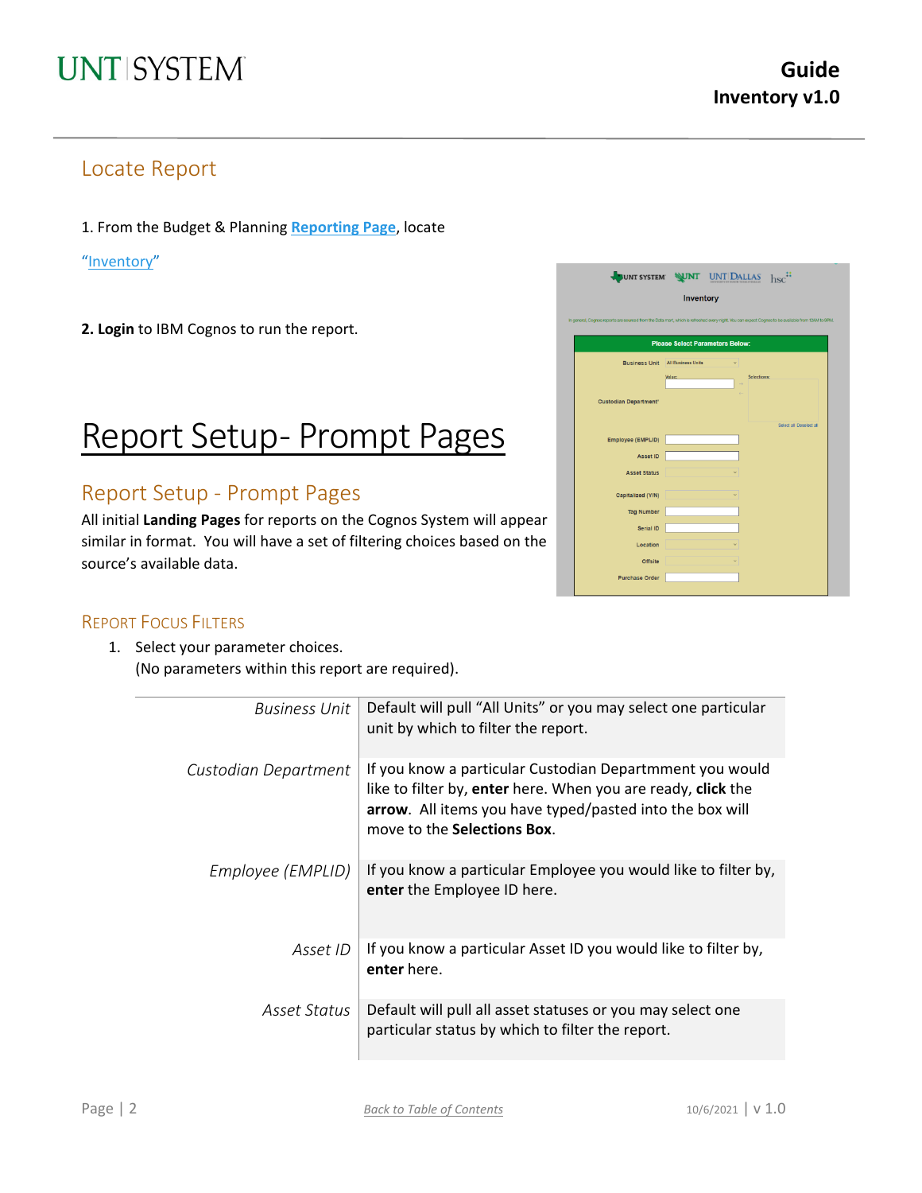## Locate Report

1. From the Budget & Planning **Reporting Page**, locate

"Inventory"

**2. Login** to IBM Cognos to run the report.

# Report Setup- Prompt Pages

## Report Setup - Prompt Pages

All initial **Landing Pages** for reports on the Cognos System will appear similar in format. You will have a set of filtering choices based on the source's available data.

### Report Focus Filters

1. Select your parameter choices.
   (No parameters within this report are required).

| | |
|---|---|
| *Business Unit* | Default will pull "All Units" or you may select one particular unit by which to filter the report. |
| *Custodian Department* | If you know a particular Custodian Departmment you would like to filter by, **enter** here. When you are ready, **click** the **arrow**. All items you have typed/pasted into the box will move to the **Selections Box**. |
| *Employee (EMPLID)* | If you know a particular Employee you would like to filter by, **enter** the Employee ID here. |
| *Asset ID* | If you know a particular Asset ID you would like to filter by, **enter** here. |
| *Asset Status* | Default will pull all asset statuses or you may select one particular status by which to filter the report. |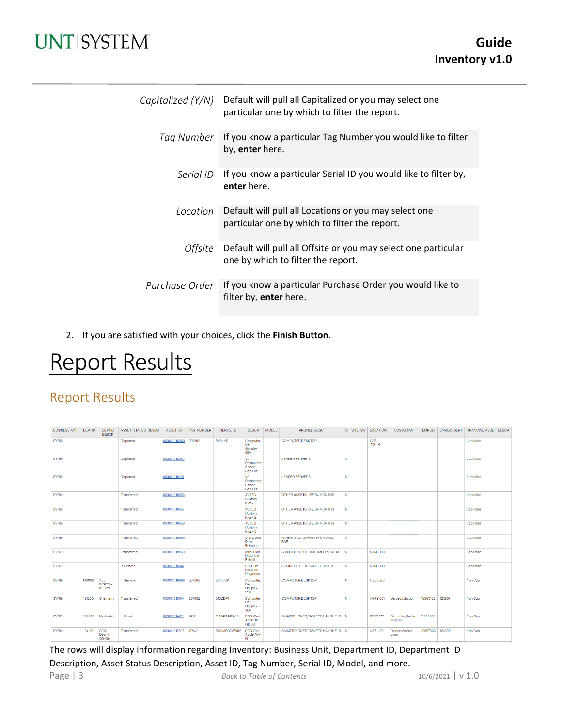| | |
|---|---|
| *Capitalized (Y/N)* | Default will pull all Capitalized or you may select one particular one by which to filter the report. |
| *Tag Number* | If you know a particular Tag Number you would like to filter by, **enter** here. |
| *Serial ID* | If you know a particular Serial ID you would like to filter by, **enter** here. |
| *Location* | Default will pull all Locations or you may select one particular one by which to filter the report. |
| *Offsite* | Default will pull all Offsite or you may select one particular one by which to filter the report. |
| *Purchase Order* | If you know a particular Purchase Order you would like to filter by, **enter** here. |

2. If you are satisfied with your choices, click the **Finish Button**.

# Report Results

## Report Results

| BUSINESS_UNIT | DEPTID | DEPTID DESCR | ASSET_STATUS_DESCR | ASSET_ID | TAG_NUMBER | SERIAL_ID | DESCR | MODEL | PROFILE_DESC | OFFSITE_SW | LOCATION | CUSTODIAN | EMPLID | EMPLID_DEPT | FINANCIAL_ASSET_DESCR |
|---|---|---|---|---|---|---|---|---|---|---|---|---|---|---|---|
| SY769 | | | Disposed | 000001016969 | 007302 | 5H34KS1 | Computer, Dell, Optiplex 990 | | COMPUTER,DESKTOP | | GSB 138FR | | | | Capitalize |
| SY769 | | | Disposed | 000001018259 | | | V2 Datacenter Server - Cap Lea | | LEASED SERVERS | N | | | | | Capitalize |
| SY769 | | | Disposed | 000001018401 | | | V2 Datacenter Server - Cap Lea | | LEASED SERVERS | N | | | | | Capitalize |
| SY769 | | | Transferred | 000001018656 | | | AVTEQ Custom Kiosk 1 | | OTHER ASSETS LIFE 84 MONTHS | N | | | | | Capitalize |
| SY769 | | | Transferred | 000001018657 | | | AVTEQ Custom Kiosk 2 | | OTHER ASSETS LIFE 84 MONTHS | N | | | | | Capitalize |
| SY769 | | | Transferred | 000001018658 | | | AVTEQ Custom Kiosk 3 | | OTHER ASSETS LIFE 84 MONTHS | N | | | | | Capitalize |
| SY769 | | | Transferred | 000001018659 | | | UNTD 2nd Drive Entrance | | PARKING LOT/DRIVEWAY/PARKG BAR | N | | | | | Capitalize |
| SY769 | | | Transferred | 000001018839 | | | Muni Bldg Historical Exhibit | | BUILDING & BUILDING IMPR NONCM | N | NTSC 100 | | | | Capitalize |
| SY769 | | | In Service | 000001018841 | | | SBID Fire Marshall Upgrades | | SPRINKLER FIRE SAFETY BLD INT | N | NTSC 100 | | | | Capitalize |
| SY769 | 000000 | ALL DEPTS - KK Tree | In Service | 000001016966 | 007305 | 5H45KS1 | Computer, Dell, Optiplex 990 | | COMPUTER,DESKTOP | N | HSCE 207 | | | | Non Cap |
| SY769 | 121200 | Chemistry | Transferred | 000001015194 | 007062 | 31DZDP1 | Computer Dell Optiplex 980 | | COMPUTER,DESKTOP | N | HKRY 001 | Verbeck,Guido | 10563150 | 121200 | Non Cap |
| SY769 | 122600 | Media Arts | In Service | 000001014751 | 2412 | GB040LMFA90 | PCD,iPad, Apple 16 GB 3G | | SMARTPHONES,TABLETS,HANDHELD | N | RTFP 177 | Dzurenko,Martin Joseph | 11060263 | | Non Cap |
| SY769 | 124100 | COS - Dean's Off-Gen | Transferred | 000001017803 | 17842 | DKVMD0C9F182 | PCD,iPad, Apple, Wi-Fi | | SMARTPHONES,TABLETS,HANDHELD | N | USB 135 | Risdon,Wendy Lynn | 10897336 | 124000 | Non Cap |

The rows will display information regarding Inventory: Business Unit, Department ID, Department ID Description, Asset Status Description, Asset ID, Tag Number, Serial ID, Model, and more.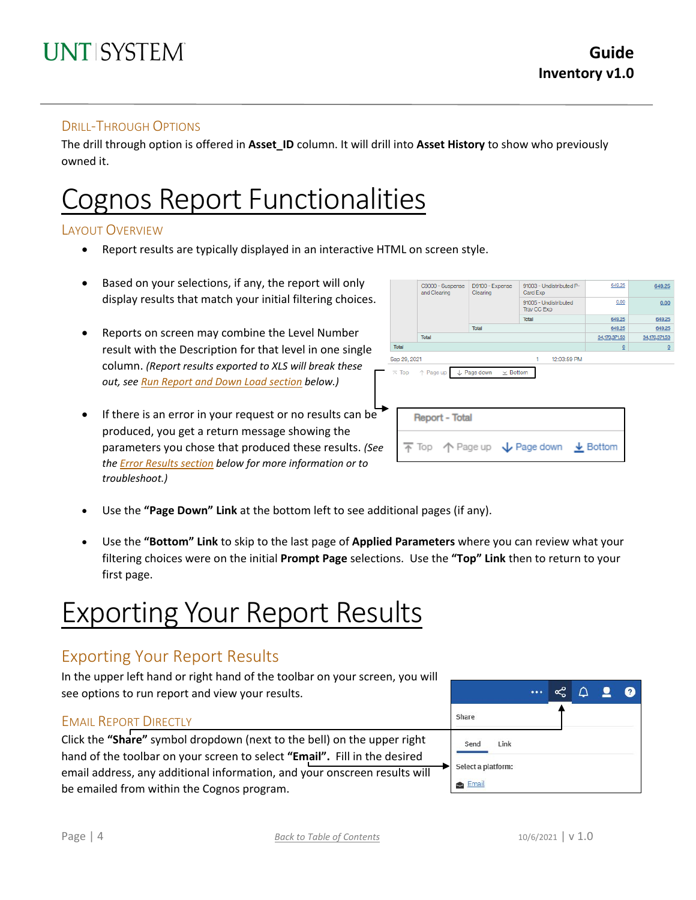### Drill-Through Options

The drill through option is offered in **Asset_ID** column. It will drill into **Asset History** to show who previously owned it.

# Cognos Report Functionalities

### Layout Overview

- Report results are typically displayed in an interactive HTML on screen style.

- Based on your selections, if any, the report will only display results that match your initial filtering choices.

- Reports on screen may combine the Level Number result with the Description for that level in one single column. *(Report results exported to XLS will break these out, see Run Report and Down Load section below.)*

- If there is an error in your request or no results can be produced, you get a return message showing the parameters you chose that produced these results. *(See the Error Results section below for more information or to troubleshoot.)*

- Use the **"Page Down" Link** at the bottom left to see additional pages (if any).

- Use the **"Bottom" Link** to skip to the last page of **Applied Parameters** where you can review what your filtering choices were on the initial **Prompt Page** selections. Use the **"Top" Link** then to return to your first page.

# Exporting Your Report Results

## Exporting Your Report Results

In the upper left hand or right hand of the toolbar on your screen, you will see options to run report and view your results.

### Email Report Directly

Click the **"Share"** symbol dropdown (next to the bell) on the upper right hand of the toolbar on your screen to select **"Email"**. Fill in the desired email address, any additional information, and your onscreen results will be emailed from within the Cognos program.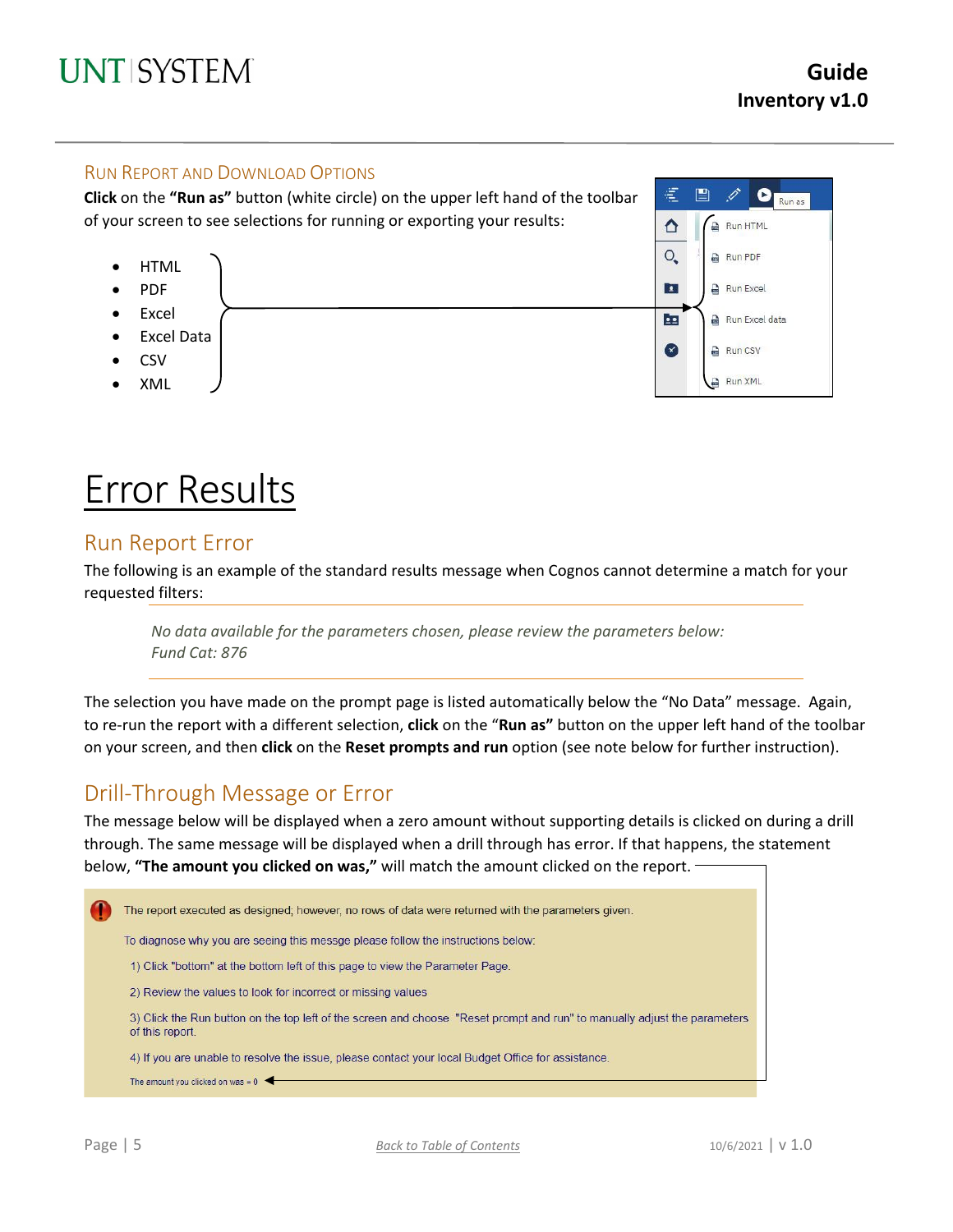## Run Report and Download Options

**Click** on the **"Run as"** button (white circle) on the upper left hand of the toolbar of your screen to see selections for running or exporting your results:

- HTML
- PDF
- Excel
- Excel Data
- CSV
- XML

Run as
Run HTML
Run PDF
Run Excel
Run Excel data
Run CSV
Run XML

# Error Results

## Run Report Error

The following is an example of the standard results message when Cognos cannot determine a match for your requested filters:

> *No data available for the parameters chosen, please review the parameters below:*
> *Fund Cat: 876*

The selection you have made on the prompt page is listed automatically below the "No Data" message. Again, to re-run the report with a different selection, **click** on the "**Run as"** button on the upper left hand of the toolbar on your screen, and then **click** on the **Reset prompts and run** option (see note below for further instruction).

## Drill-Through Message or Error

The message below will be displayed when a zero amount without supporting details is clicked on during a drill through. The same message will be displayed when a drill through has error. If that happens, the statement below, **"The amount you clicked on was,"** will match the amount clicked on the report.

The report executed as designed; however, no rows of data were returned with the parameters given.

To diagnose why you are seeing this messge please follow the instructions below:

1) Click "bottom" at the bottom left of this page to view the Parameter Page.

2) Review the values to look for incorrect or missing values

3) Click the Run button on the top left of the screen and choose "Reset prompt and run" to manually adjust the parameters of this report.

4) If you are unable to resolve the issue, please contact your local Budget Office for assistance.

The amount you clicked on was = 0